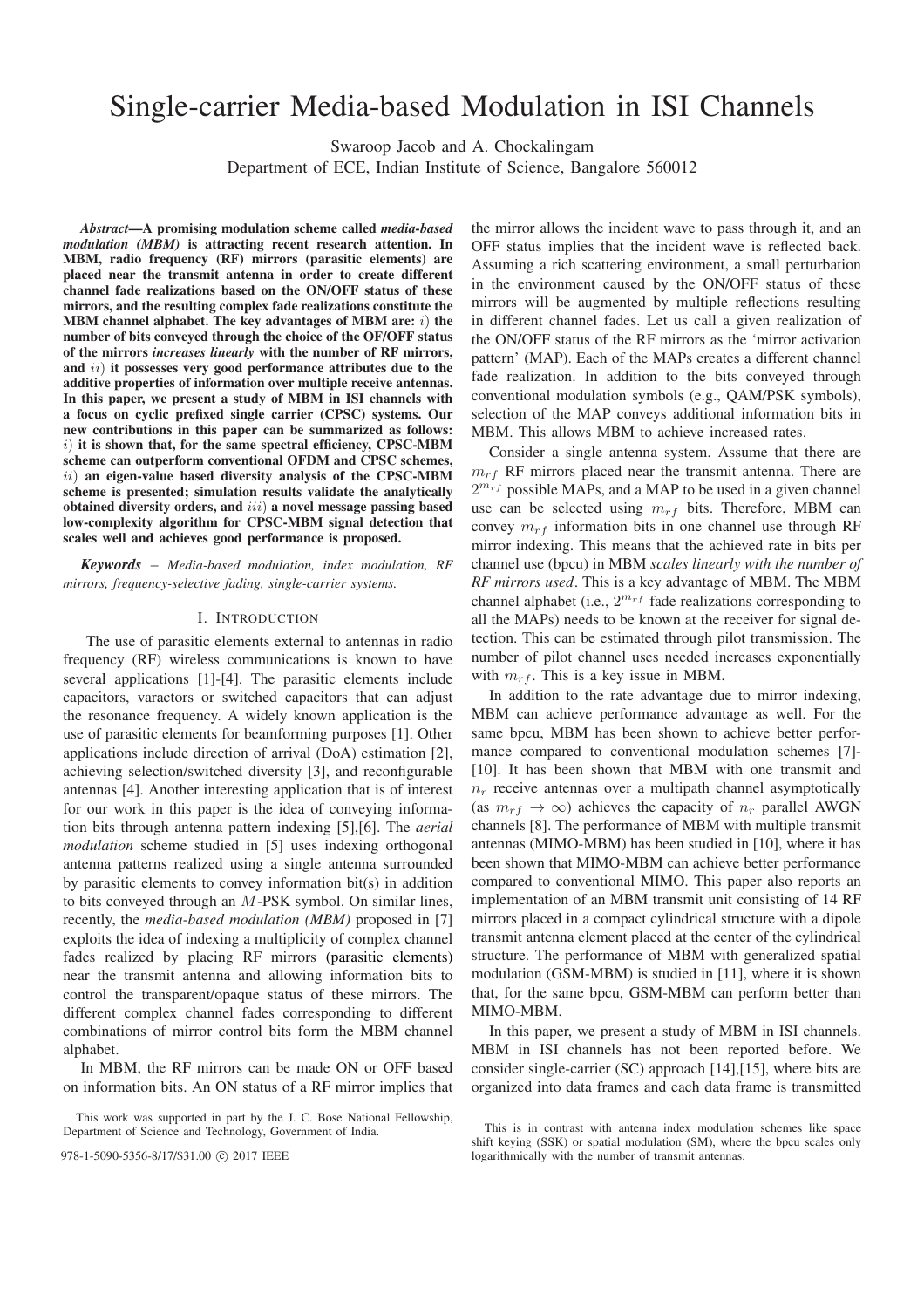# Single-carrier Media-based Modulation in ISI Channels

Swaroop Jacob and A. Chockalingam
Department of ECE, Indian Institute of Science, Bangalore 560012

***Abstract*—A promising modulation scheme called *media-based modulation (MBM)* is attracting recent research attention. In MBM, radio frequency (RF) mirrors (parasitic elements) are placed near the transmit antenna in order to create different channel fade realizations based on the ON/OFF status of these mirrors, and the resulting complex fade realizations constitute the MBM channel alphabet. The key advantages of MBM are: $i$) the number of bits conveyed through the choice of the OF/OFF status of the mirrors *increases linearly* with the number of RF mirrors, and $ii$) it possesses very good performance attributes due to the additive properties of information over multiple receive antennas. In this paper, we present a study of MBM in ISI channels with a focus on cyclic prefixed single carrier (CPSC) systems. Our new contributions in this paper can be summarized as follows: $i$) it is shown that, for the same spectral efficiency, CPSC-MBM scheme can outperform conventional OFDM and CPSC schemes, $ii$) an eigen-value based diversity analysis of the CPSC-MBM scheme is presented; simulation results validate the analytically obtained diversity orders, and $iii$) a novel message passing based low-complexity algorithm for CPSC-MBM signal detection that scales well and achieves good performance is proposed.**

***Keywords*** – *Media-based modulation, index modulation, RF mirrors, frequency-selective fading, single-carrier systems.*

## I. Introduction

The use of parasitic elements external to antennas in radio frequency (RF) wireless communications is known to have several applications [1]-[4]. The parasitic elements include capacitors, varactors or switched capacitors that can adjust the resonance frequency. A widely known application is the use of parasitic elements for beamforming purposes [1]. Other applications include direction of arrival (DoA) estimation [2], achieving selection/switched diversity [3], and reconfigurable antennas [4]. Another interesting application that is of interest for our work in this paper is the idea of conveying information bits through antenna pattern indexing [5],[6]. The *aerial modulation* scheme studied in [5] uses indexing orthogonal antenna patterns realized using a single antenna surrounded by parasitic elements to convey information bit(s) in addition to bits conveyed through an $M$-PSK symbol. On similar lines, recently, the *media-based modulation (MBM)* proposed in [7] exploits the idea of indexing a multiplicity of complex channel fades realized by placing RF mirrors (parasitic elements) near the transmit antenna and allowing information bits to control the transparent/opaque status of these mirrors. The different complex channel fades corresponding to different combinations of mirror control bits form the MBM channel alphabet.

In MBM, the RF mirrors can be made ON or OFF based on information bits. An ON status of a RF mirror implies that the mirror allows the incident wave to pass through it, and an OFF status implies that the incident wave is reflected back. Assuming a rich scattering environment, a small perturbation in the environment caused by the ON/OFF status of these mirrors will be augmented by multiple reflections resulting in different channel fades. Let us call a given realization of the ON/OFF status of the RF mirrors as the 'mirror activation pattern' (MAP). Each of the MAPs creates a different channel fade realization. In addition to the bits conveyed through conventional modulation symbols (e.g., QAM/PSK symbols), selection of the MAP conveys additional information bits in MBM. This allows MBM to achieve increased rates.

Consider a single antenna system. Assume that there are $m_{rf}$ RF mirrors placed near the transmit antenna. There are $2^{m_{rf}}$ possible MAPs, and a MAP to be used in a given channel use can be selected using $m_{rf}$ bits. Therefore, MBM can convey $m_{rf}$ information bits in one channel use through RF mirror indexing. This means that the achieved rate in bits per channel use (bpcu) in MBM *scales linearly with the number of RF mirrors used*. This is a key advantage of MBM. The MBM channel alphabet (i.e., $2^{m_{rf}}$ fade realizations corresponding to all the MAPs) needs to be known at the receiver for signal detection. This can be estimated through pilot transmission. The number of pilot channel uses needed increases exponentially with $m_{rf}$. This is a key issue in MBM.

In addition to the rate advantage due to mirror indexing, MBM can achieve performance advantage as well. For the same bpcu, MBM has been shown to achieve better performance compared to conventional modulation schemes [7]-[10]. It has been shown that MBM with one transmit and $n_r$ receive antennas over a multipath channel asymptotically (as $m_{rf} \to \infty$) achieves the capacity of $n_r$ parallel AWGN channels [8]. The performance of MBM with multiple transmit antennas (MIMO-MBM) has been studied in [10], where it has been shown that MIMO-MBM can achieve better performance compared to conventional MIMO. This paper also reports an implementation of an MBM transmit unit consisting of 14 RF mirrors placed in a compact cylindrical structure with a dipole transmit antenna element placed at the center of the cylindrical structure. The performance of MBM with generalized spatial modulation (GSM-MBM) is studied in [11], where it is shown that, for the same bpcu, GSM-MBM can perform better than MIMO-MBM.

In this paper, we present a study of MBM in ISI channels. MBM in ISI channels has not been reported before. We consider single-carrier (SC) approach [14],[15], where bits are organized into data frames and each data frame is transmitted

This work was supported in part by the J. C. Bose National Fellowship, Department of Science and Technology, Government of India.

978-1-5090-5356-8/17/$31.00 © 2017 IEEE

This is in contrast with antenna index modulation schemes like space shift keying (SSK) or spatial modulation (SM), where the bpcu scales only logarithmically with the number of transmit antennas.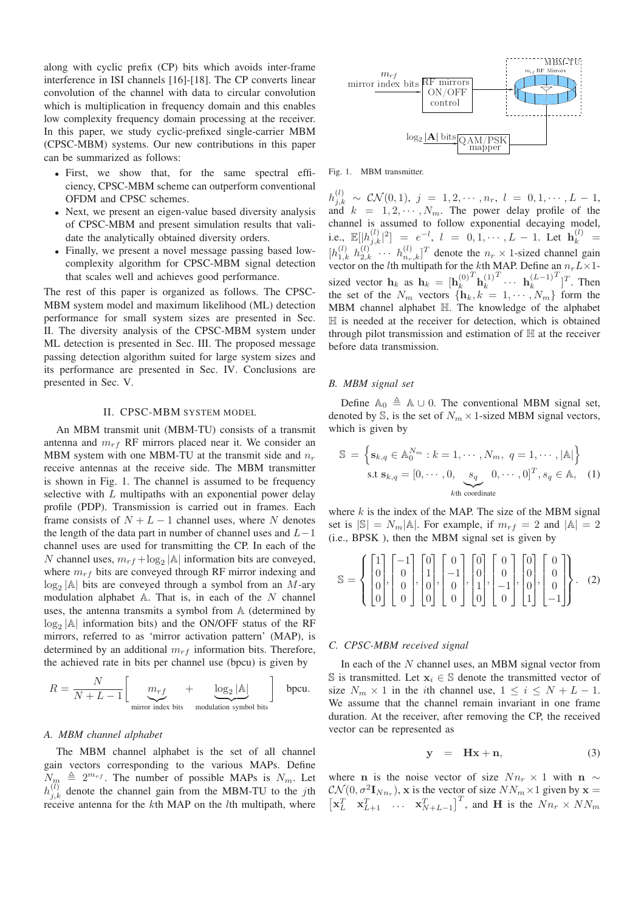along with cyclic prefix (CP) bits which avoids inter-frame interference in ISI channels [16]-[18]. The CP converts linear convolution of the channel with data to circular convolution which is multiplication in frequency domain and this enables low complexity frequency domain processing at the receiver. In this paper, we study cyclic-prefixed single-carrier MBM (CPSC-MBM) systems. Our new contributions in this paper can be summarized as follows:

- First, we show that, for the same spectral efficiency, CPSC-MBM scheme can outperform conventional OFDM and CPSC schemes.
- Next, we present an eigen-value based diversity analysis of CPSC-MBM and present simulation results that validate the analytically obtained diversity orders.
- Finally, we present a novel message passing based low-complexity algorithm for CPSC-MBM signal detection that scales well and achieves good performance.

The rest of this paper is organized as follows. The CPSC-MBM system model and maximum likelihood (ML) detection performance for small system sizes are presented in Sec. II. The diversity analysis of the CPSC-MBM system under ML detection is presented in Sec. III. The proposed message passing detection algorithm suited for large system sizes and its performance are presented in Sec. IV. Conclusions are presented in Sec. V.

## II. CPSC-MBM System Model

An MBM transmit unit (MBM-TU) consists of a transmit antenna and $m_{rf}$ RF mirrors placed near it. We consider an MBM system with one MBM-TU at the transmit side and $n_r$ receive antennas at the receive side. The MBM transmitter is shown in Fig. 1. The channel is assumed to be frequency selective with $L$ multipaths with an exponential power delay profile (PDP). Transmission is carried out in frames. Each frame consists of $N+L-1$ channel uses, where $N$ denotes the length of the data part in number of channel uses and $L-1$ channel uses are used for transmitting the CP. In each of the $N$ channel uses, $m_{rf}+\log_2|\mathbb{A}|$ information bits are conveyed, where $m_{rf}$ bits are conveyed through RF mirror indexing and $\log_2|\mathbb{A}|$ bits are conveyed through a symbol from an $M$-ary modulation alphabet $\mathbb{A}$. That is, in each of the $N$ channel uses, the antenna transmits a symbol from $\mathbb{A}$ (determined by $\log_2|\mathbb{A}|$ information bits) and the ON/OFF status of the RF mirrors, referred to as 'mirror activation pattern' (MAP), is determined by an additional $m_{rf}$ information bits. Therefore, the achieved rate in bits per channel use (bpcu) is given by

$$R = \frac{N}{N+L-1}\Big[\underbrace{m_{rf}}_{\text{mirror index bits}} + \underbrace{\log_2|\mathbb{A}|}_{\text{modulation symbol bits}}\Big] \quad \text{bpcu}.$$

### A. MBM channel alphabet

The MBM channel alphabet is the set of all channel gain vectors corresponding to the various MAPs. Define $N_m \triangleq 2^{m_{rf}}$. The number of possible MAPs is $N_m$. Let $h_{j,k}^{(l)}$ denote the channel gain from the MBM-TU to the $j$th receive antenna for the $k$th MAP on the $l$th multipath, where $h_{j,k}^{(l)} \sim \mathcal{CN}(0,1)$, $j=1,2,\cdots,n_r$, $l=0,1,\cdots,L-1$, and $k=1,2,\cdots,N_m$. The power delay profile of the channel is assumed to follow exponential decaying model, i.e., $\mathbb{E}[|h_{j,k}^{(l)}|^2] = e^{-l}$, $l=0,1,\cdots,L-1$. Let $\mathbf{h}_k^{(l)} = [h_{1,k}^{(l)}\ h_{2,k}^{(l)}\ \cdots\ h_{n_r,k}^{(l)}]^T$ denote the $n_r\times 1$-sized channel gain vector on the $l$th multipath for the $k$th MAP. Define an $n_rL\times 1$-sized vector $\mathbf{h}_k$ as $\mathbf{h}_k = [\mathbf{h}_k^{(0)^T}\mathbf{h}_k^{(1)^T}\ \cdots\ \mathbf{h}_k^{(L-1)^T}]^T$. Then the set of the $N_m$ vectors $\{\mathbf{h}_k, k=1,\cdots,N_m\}$ form the MBM channel alphabet $\mathbb{H}$. The knowledge of the alphabet $\mathbb{H}$ is needed at the receiver for detection, which is obtained through pilot transmission and estimation of $\mathbb{H}$ at the receiver before data transmission.

Fig. 1. MBM transmitter.

### B. MBM signal set

Define $\mathbb{A}_0 \triangleq \mathbb{A}\cup 0$. The conventional MBM signal set, denoted by $\mathbb{S}$, is the set of $N_m\times 1$-sized MBM signal vectors, which is given by

$$\mathbb{S} = \Big\{\mathbf{s}_{k,q}\in\mathbb{A}_0^{N_m} : k=1,\cdots,N_m,\ q=1,\cdots,|\mathbb{A}|\Big\}$$
$$\text{s.t } \mathbf{s}_{k,q} = [0,\cdots,0,\underbrace{s_q}_{k\text{th coordinate}}0,\cdots,0]^T, s_q\in\mathbb{A}, \quad (1)$$

where $k$ is the index of the MAP. The size of the MBM signal set is $|\mathbb{S}| = N_m|\mathbb{A}|$. For example, if $m_{rf}=2$ and $|\mathbb{A}|=2$ (i.e., BPSK ), then the MBM signal set is given by

$$\mathbb{S} = \left\{\begin{bmatrix}1\\0\\0\\0\end{bmatrix},\begin{bmatrix}-1\\0\\0\\0\end{bmatrix},\begin{bmatrix}0\\1\\0\\0\end{bmatrix},\begin{bmatrix}0\\-1\\0\\0\end{bmatrix},\begin{bmatrix}0\\0\\1\\0\end{bmatrix},\begin{bmatrix}0\\0\\-1\\0\end{bmatrix},\begin{bmatrix}0\\0\\0\\1\end{bmatrix},\begin{bmatrix}0\\0\\0\\-1\end{bmatrix}\right\}. \quad (2)$$

### C. CPSC-MBM received signal

In each of the $N$ channel uses, an MBM signal vector from $\mathbb{S}$ is transmitted. Let $\mathbf{x}_i\in\mathbb{S}$ denote the transmitted vector of size $N_m\times 1$ in the $i$th channel use, $1\le i\le N+L-1$. We assume that the channel remain invariant in one frame duration. At the receiver, after removing the CP, the received vector can be represented as

$$\mathbf{y} \;=\; \mathbf{H}\mathbf{x}+\mathbf{n}, \quad (3)$$

where $\mathbf{n}$ is the noise vector of size $Nn_r\times 1$ with $\mathbf{n}\sim\mathcal{CN}(0,\sigma^2\mathbf{I}_{Nn_r})$, $\mathbf{x}$ is the vector of size $NN_m\times 1$ given by $\mathbf{x} = \begin{bmatrix}\mathbf{x}_L^T & \mathbf{x}_{L+1}^T & \ldots & \mathbf{x}_{N+L-1}^T\end{bmatrix}^T$, and $\mathbf{H}$ is the $Nn_r\times NN_m$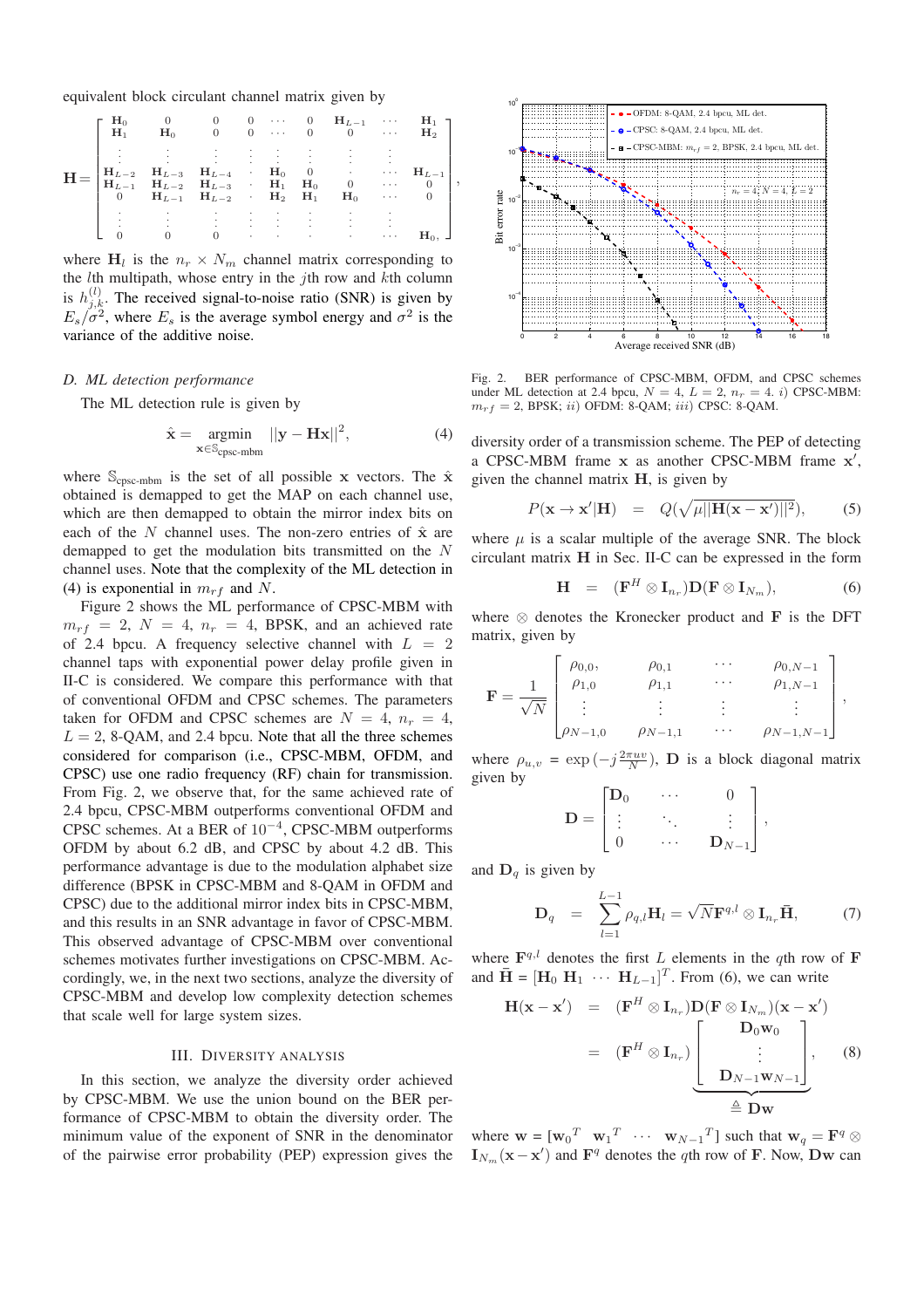equivalent block circulant channel matrix given by

$$\mathbf{H}=\begin{bmatrix}\mathbf{H}_0 & 0 & 0 & 0 & \cdots & 0 & \mathbf{H}_{L-1} & \cdots & \mathbf{H}_1\\ \mathbf{H}_1 & \mathbf{H}_0 & 0 & 0 & \cdots & 0 & 0 & \cdots & \mathbf{H}_2\\ \vdots & \vdots & \vdots & \vdots & \vdots & \vdots & \vdots & \vdots & \vdots\\ \mathbf{H}_{L-2} & \mathbf{H}_{L-3} & \mathbf{H}_{L-4} & \cdot & \mathbf{H}_0 & 0 & \cdot & \cdots & \mathbf{H}_{L-1}\\ \mathbf{H}_{L-1} & \mathbf{H}_{L-2} & \mathbf{H}_{L-3} & \cdot & \mathbf{H}_1 & \mathbf{H}_0 & 0 & \cdots & 0\\ 0 & \mathbf{H}_{L-1} & \mathbf{H}_{L-2} & \cdot & \mathbf{H}_2 & \mathbf{H}_1 & \mathbf{H}_0 & \cdots & 0\\ \vdots & \vdots & \vdots & \vdots & \vdots & \vdots & \vdots & \vdots & \vdots\\ 0 & 0 & 0 & \cdot & \cdot & \cdot & \cdot & \cdots & \mathbf{H}_0\end{bmatrix},$$

where $\mathbf{H}_l$ is the $n_r \times N_m$ channel matrix corresponding to the $l$th multipath, whose entry in the $j$th row and $k$th column is $h_{j,k}^{(l)}$. The received signal-to-noise ratio (SNR) is given by $E_s/\sigma^2$, where $E_s$ is the average symbol energy and $\sigma^2$ is the variance of the additive noise.

### D. ML detection performance

The ML detection rule is given by

$$\hat{\mathbf{x}} = \underset{\mathbf{x}\in\mathbb{S}_{\text{cpsc-mbm}}}{\operatorname{argmin}} \ ||\mathbf{y}-\mathbf{H}\mathbf{x}||^2, \tag{4}$$

where $\mathbb{S}_{\text{cpsc-mbm}}$ is the set of all possible $\mathbf{x}$ vectors. The $\hat{\mathbf{x}}$ obtained is demapped to get the MAP on each channel use, which are then demapped to obtain the mirror index bits on each of the $N$ channel uses. The non-zero entries of $\hat{\mathbf{x}}$ are demapped to get the modulation bits transmitted on the $N$ channel uses. Note that the complexity of the ML detection in (4) is exponential in $m_{rf}$ and $N$.

Figure 2 shows the ML performance of CPSC-MBM with $m_{rf} = 2$, $N = 4$, $n_r = 4$, BPSK, and an achieved rate of 2.4 bpcu. A frequency selective channel with $L = 2$ channel taps with exponential power delay profile given in II-C is considered. We compare this performance with that of conventional OFDM and CPSC schemes. The parameters taken for OFDM and CPSC schemes are $N = 4$, $n_r = 4$, $L = 2$, 8-QAM, and 2.4 bpcu. Note that all the three schemes considered for comparison (i.e., CPSC-MBM, OFDM, and CPSC) use one radio frequency (RF) chain for transmission. From Fig. 2, we observe that, for the same achieved rate of 2.4 bpcu, CPSC-MBM outperforms conventional OFDM and CPSC schemes. At a BER of $10^{-4}$, CPSC-MBM outperforms OFDM by about 6.2 dB, and CPSC by about 4.2 dB. This performance advantage is due to the modulation alphabet size difference (BPSK in CPSC-MBM and 8-QAM in OFDM and CPSC) due to the additional mirror index bits in CPSC-MBM, and this results in an SNR advantage in favor of CPSC-MBM. This observed advantage of CPSC-MBM over conventional schemes motivates further investigations on CPSC-MBM. Accordingly, we, in the next two sections, analyze the diversity of CPSC-MBM and develop low complexity detection schemes that scale well for large system sizes.

Fig. 2. BER performance of CPSC-MBM, OFDM, and CPSC schemes under ML detection at 2.4 bpcu, $N = 4$, $L = 2$, $n_r = 4$. $i)$ CPSC-MBM: $m_{rf} = 2$, BPSK; $ii)$ OFDM: 8-QAM; $iii)$ CPSC: 8-QAM.

## III. Diversity Analysis

In this section, we analyze the diversity order achieved by CPSC-MBM. We use the union bound on the BER performance of CPSC-MBM to obtain the diversity order. The minimum value of the exponent of SNR in the denominator of the pairwise error probability (PEP) expression gives the diversity order of a transmission scheme. The PEP of detecting a CPSC-MBM frame $\mathbf{x}$ as another CPSC-MBM frame $\mathbf{x}'$, given the channel matrix $\mathbf{H}$, is given by

$$P(\mathbf{x}\rightarrow\mathbf{x}'|\mathbf{H}) \ = \ Q(\sqrt{\mu||\mathbf{H}(\mathbf{x}-\mathbf{x}')||^2}), \tag{5}$$

where $\mu$ is a scalar multiple of the average SNR. The block circulant matrix $\mathbf{H}$ in Sec. II-C can be expressed in the form

$$\mathbf{H} \ = \ (\mathbf{F}^H\otimes\mathbf{I}_{n_r})\mathbf{D}(\mathbf{F}\otimes\mathbf{I}_{N_m}), \tag{6}$$

where $\otimes$ denotes the Kronecker product and $\mathbf{F}$ is the DFT matrix, given by

$$\mathbf{F}=\frac{1}{\sqrt{N}}\begin{bmatrix}\rho_{0,0}, & \rho_{0,1} & \cdots & \rho_{0,N-1}\\ \rho_{1,0} & \rho_{1,1} & \cdots & \rho_{1,N-1}\\ \vdots & \vdots & \vdots & \vdots\\ \rho_{N-1,0} & \rho_{N-1,1} & \cdots & \rho_{N-1,N-1}\end{bmatrix},$$

where $\rho_{u,v} = \exp\left(-j\frac{2\pi uv}{N}\right)$, $\mathbf{D}$ is a block diagonal matrix given by

$$\mathbf{D}=\begin{bmatrix}\mathbf{D}_0 & \cdots & 0\\ \vdots & \ddots & \vdots\\ 0 & \cdots & \mathbf{D}_{N-1}\end{bmatrix},$$

and $\mathbf{D}_q$ is given by

$$\mathbf{D}_q \ = \ \sum_{l=1}^{L-1}\rho_{q,l}\mathbf{H}_l = \sqrt{N}\mathbf{F}^{q,l}\otimes\mathbf{I}_{n_r}\bar{\mathbf{H}}, \tag{7}$$

where $\mathbf{F}^{q,l}$ denotes the first $L$ elements in the $q$th row of $\mathbf{F}$ and $\bar{\mathbf{H}} = [\mathbf{H}_0 \ \mathbf{H}_1 \ \cdots \ \mathbf{H}_{L-1}]^T$. From (6), we can write

$$\begin{aligned}\mathbf{H}(\mathbf{x}-\mathbf{x}') \ &= \ (\mathbf{F}^H\otimes\mathbf{I}_{n_r})\mathbf{D}(\mathbf{F}\otimes\mathbf{I}_{N_m})(\mathbf{x}-\mathbf{x}')\\ &= \ (\mathbf{F}^H\otimes\mathbf{I}_{n_r})\underbrace{\begin{bmatrix}\mathbf{D}_0\mathbf{w}_0\\ \vdots\\ \mathbf{D}_{N-1}\mathbf{w}_{N-1}\end{bmatrix}}_{\triangleq\ \mathbf{D}\mathbf{w}},\end{aligned} \tag{8}$$

where $\mathbf{w} = [\mathbf{w}_0{}^T \ \ \mathbf{w}_1{}^T \ \ \cdots \ \ \mathbf{w}_{N-1}{}^T]$ such that $\mathbf{w}_q = \mathbf{F}^q\otimes\mathbf{I}_{N_m}(\mathbf{x}-\mathbf{x}')$ and $\mathbf{F}^q$ denotes the $q$th row of $\mathbf{F}$. Now, $\mathbf{D}\mathbf{w}$ can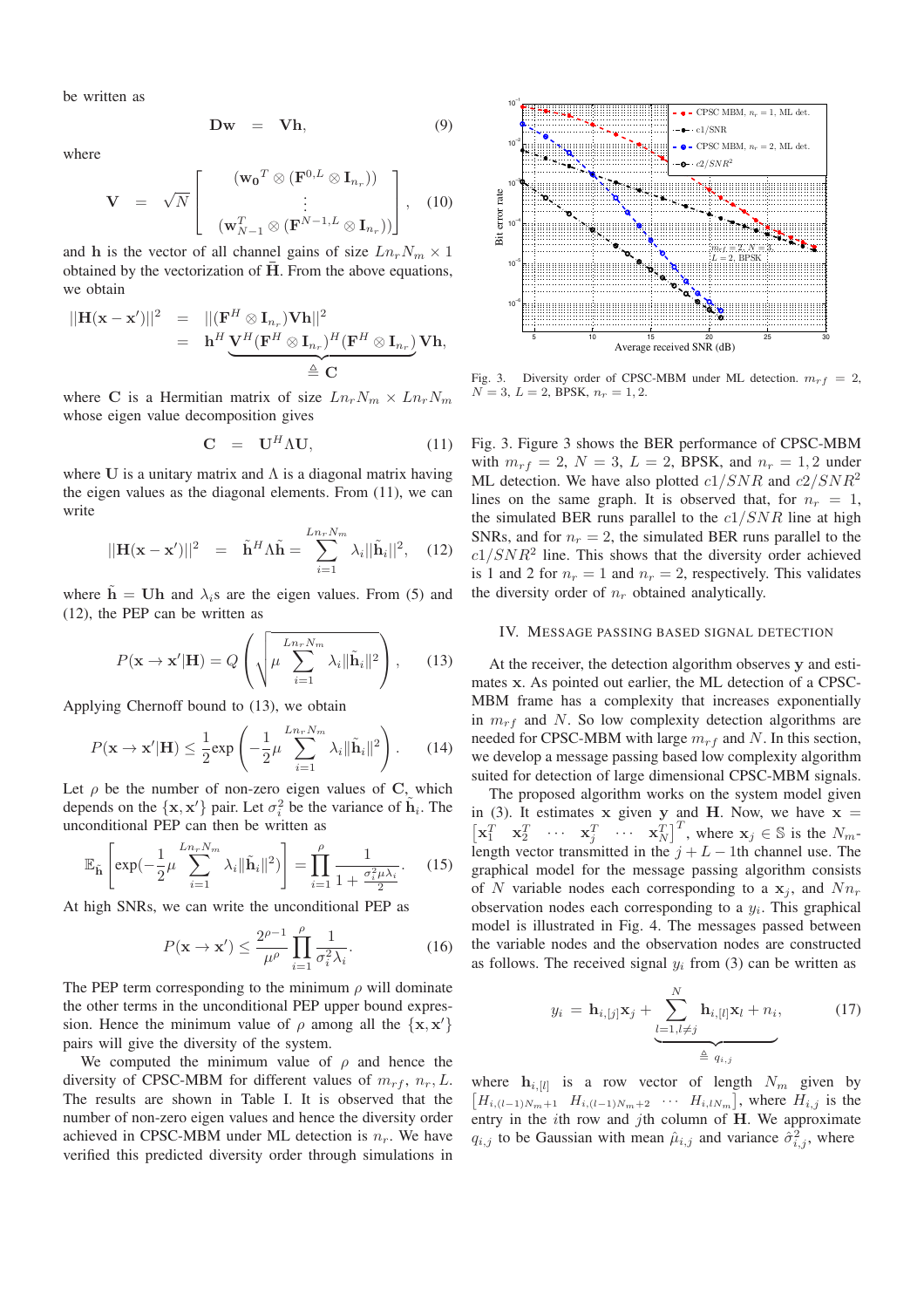be written as

$$\mathbf{D}\mathbf{w} \;=\; \mathbf{V}\mathbf{h}, \tag{9}$$

where

$$\mathbf{V} \;=\; \sqrt{N}\left[\begin{array}{c} (\mathbf{w_0}^T \otimes (\mathbf{F}^{0,L} \otimes \mathbf{I}_{n_r})) \\ \vdots \\ (\mathbf{w}_{N-1}^T \otimes (\mathbf{F}^{N-1,L} \otimes \mathbf{I}_{n_r})) \end{array}\right], \tag{10}$$

and $\mathbf{h}$ is the vector of all channel gains of size $Ln_rN_m \times 1$ obtained by the vectorization of $\tilde{\mathbf{H}}$. From the above equations, we obtain

$$\begin{aligned} ||\mathbf{H}(\mathbf{x}-\mathbf{x}')||^2 &= ||(\mathbf{F}^H \otimes \mathbf{I}_{n_r})\mathbf{V}\mathbf{h}||^2 \\ &= \mathbf{h}^H \underbrace{\mathbf{V}^H(\mathbf{F}^H \otimes \mathbf{I}_{n_r})^H(\mathbf{F}^H \otimes \mathbf{I}_{n_r})\mathbf{V}}_{\triangleq\, \mathbf{C}}\mathbf{h}, \end{aligned}$$

where $\mathbf{C}$ is a Hermitian matrix of size $Ln_rN_m \times Ln_rN_m$ whose eigen value decomposition gives

$$\mathbf{C} \;=\; \mathbf{U}^H\Lambda\mathbf{U}, \tag{11}$$

where $\mathbf{U}$ is a unitary matrix and $\Lambda$ is a diagonal matrix having the eigen values as the diagonal elements. From (11), we can write

$$||\mathbf{H}(\mathbf{x}-\mathbf{x}')||^2 \;=\; \tilde{\mathbf{h}}^H\Lambda\tilde{\mathbf{h}} = \sum_{i=1}^{Ln_rN_m}\lambda_i||\tilde{\mathbf{h}}_i||^2, \tag{12}$$

where $\tilde{\mathbf{h}} = \mathbf{U}\mathbf{h}$ and $\lambda_i$s are the eigen values. From (5) and (12), the PEP can be written as

$$P(\mathbf{x} \rightarrow \mathbf{x}'|\mathbf{H}) = Q\left(\sqrt{\mu\sum_{i=1}^{Ln_rN_m}\lambda_i||\tilde{\mathbf{h}}_i||^2}\right). \tag{13}$$

Applying Chernoff bound to (13), we obtain

$$P(\mathbf{x} \rightarrow \mathbf{x}'|\mathbf{H}) \leq \frac{1}{2}\exp\left(-\frac{1}{2}\mu\sum_{i=1}^{Ln_rN_m}\lambda_i||\tilde{\mathbf{h}}_i||^2\right). \tag{14}$$

Let $\rho$ be the number of non-zero eigen values of $\mathbf{C}$, which depends on the $\{\mathbf{x},\mathbf{x}'\}$ pair. Let $\sigma_i^2$ be the variance of $\tilde{\mathbf{h}}_i$. The unconditional PEP can then be written as

$$\mathbb{E}_{\tilde{\mathbf{h}}}\left[\exp(-\frac{1}{2}\mu\sum_{i=1}^{Ln_rN_m}\lambda_i||\tilde{\mathbf{h}}_i||^2)\right] = \prod_{i=1}^{\rho}\frac{1}{1+\frac{\sigma_i^2\mu\lambda_i}{2}}. \tag{15}$$

At high SNRs, we can write the unconditional PEP as

$$P(\mathbf{x} \rightarrow \mathbf{x}') \leq \frac{2^{\rho-1}}{\mu^{\rho}}\prod_{i=1}^{\rho}\frac{1}{\sigma_i^2\lambda_i}. \tag{16}$$

The PEP term corresponding to the minimum $\rho$ will dominate the other terms in the unconditional PEP upper bound expression. Hence the minimum value of $\rho$ among all the $\{\mathbf{x},\mathbf{x}'\}$ pairs will give the diversity of the system.

We computed the minimum value of $\rho$ and hence the diversity of CPSC-MBM for different values of $m_{rf}$, $n_r$, $L$. The results are shown in Table I. It is observed that the number of non-zero eigen values and hence the diversity order achieved in CPSC-MBM under ML detection is $n_r$. We have verified this predicted diversity order through simulations in Fig. 3. Figure 3 shows the BER performance of CPSC-MBM with $m_{rf} = 2$, $N = 3$, $L = 2$, BPSK, and $n_r = 1,2$ under ML detection. We have also plotted $c1/SNR$ and $c2/SNR^2$ lines on the same graph. It is observed that, for $n_r = 1$, the simulated BER runs parallel to the $c1/SNR$ line at high SNRs, and for $n_r = 2$, the simulated BER runs parallel to the $c1/SNR^2$ line. This shows that the diversity order achieved is 1 and 2 for $n_r = 1$ and $n_r = 2$, respectively. This validates the diversity order of $n_r$ obtained analytically.

Fig. 3. Diversity order of CPSC-MBM under ML detection. $m_{rf} = 2$, $N = 3$, $L = 2$, BPSK, $n_r = 1,2$.

## IV. Message Passing Based Signal Detection

At the receiver, the detection algorithm observes $\mathbf{y}$ and estimates $\mathbf{x}$. As pointed out earlier, the ML detection of a CPSC-MBM frame has a complexity that increases exponentially in $m_{rf}$ and $N$. So low complexity detection algorithms are needed for CPSC-MBM with large $m_{rf}$ and $N$. In this section, we develop a message passing based low complexity algorithm suited for detection of large dimensional CPSC-MBM signals.

The proposed algorithm works on the system model given in (3). It estimates $\mathbf{x}$ given $\mathbf{y}$ and $\mathbf{H}$. Now, we have $\mathbf{x} = \begin{bmatrix}\mathbf{x}_1^T & \mathbf{x}_2^T & \cdots & \mathbf{x}_j^T & \cdots & \mathbf{x}_N^T\end{bmatrix}^T$, where $\mathbf{x}_j \in \mathbb{S}$ is the $N_m$-length vector transmitted in the $j+L-1$th channel use. The graphical model for the message passing algorithm consists of $N$ variable nodes each corresponding to a $\mathbf{x}_j$, and $Nn_r$ observation nodes each corresponding to a $y_i$. This graphical model is illustrated in Fig. 4. The messages passed between the variable nodes and the observation nodes are constructed as follows. The received signal $y_i$ from (3) can be written as

$$y_i \;=\; \mathbf{h}_{i,[j]}\mathbf{x}_j + \underbrace{\sum_{l=1,l\neq j}^{N}\mathbf{h}_{i,[l]}\mathbf{x}_l + n_i}_{\triangleq\, q_{i,j}}, \tag{17}$$

where $\mathbf{h}_{i,[l]}$ is a row vector of length $N_m$ given by $\begin{bmatrix}H_{i,(l-1)N_m+1} & H_{i,(l-1)N_m+2} & \cdots & H_{i,lN_m}\end{bmatrix}$, where $H_{i,j}$ is the entry in the $i$th row and $j$th column of $\mathbf{H}$. We approximate $q_{i,j}$ to be Gaussian with mean $\hat{\mu}_{i,j}$ and variance $\hat{\sigma}_{i,j}^2$, where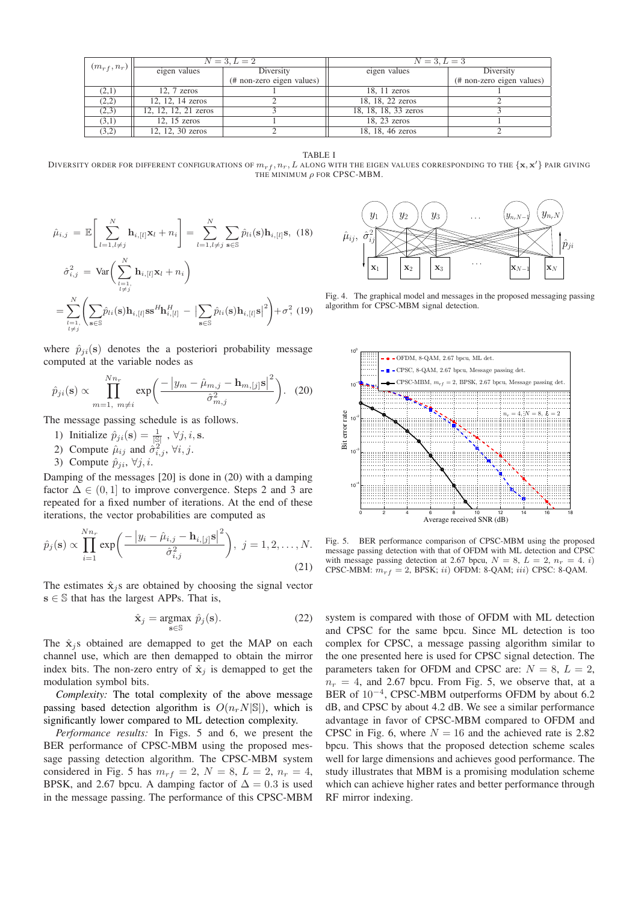| $(m_{rf}, n_r)$ | $N=3, L=2$ | | $N=3, L=3$ | |
|---|---|---|---|---|
| | eigen values | Diversity (# non-zero eigen values) | eigen values | Diversity (# non-zero eigen values) |
| (2,1) | 12, 7 zeros | 1 | 18, 11 zeros | 1 |
| (2,2) | 12, 12, 14 zeros | 2 | 18, 18, 22 zeros | 2 |
| (2,3) | 12, 12, 12, 21 zeros | 3 | 18, 18, 18, 33 zeros | 3 |
| (3,1) | 12, 15 zeros | 1 | 18, 23 zeros | 1 |
| (3,2) | 12, 12, 30 zeros | 2 | 18, 18, 46 zeros | 2 |

TABLE I

DIVERSITY ORDER FOR DIFFERENT CONFIGURATIONS OF $m_{rf}, n_r, L$ ALONG WITH THE EIGEN VALUES CORRESPONDING TO THE $\{\mathbf{x}, \mathbf{x}'\}$ PAIR GIVING THE MINIMUM $\rho$ FOR CPSC-MBM.

$$\hat{\mu}_{i,j} = \mathbb{E}\bigg[\sum_{l=1, l\neq j}^{N} \mathbf{h}_{i,[l]}\mathbf{x}_l + n_i\bigg] = \sum_{l=1, l\neq j}^{N} \sum_{\mathbf{s}\in\mathbb{S}} \hat{p}_{li}(\mathbf{s})\mathbf{h}_{i,[l]}\mathbf{s}, \quad (18)$$

$$\hat{\sigma}^2_{i,j} = \text{Var}\bigg(\sum_{\substack{l=1,\\ l\neq j}}^{N} \mathbf{h}_{i,[l]}\mathbf{x}_l + n_i\bigg)$$

$$= \sum_{\substack{l=1,\\ l\neq j}}^{N} \bigg(\sum_{\mathbf{s}\in\mathbb{S}} \hat{p}_{li}(\mathbf{s})\mathbf{h}_{i,[l]}\mathbf{s}\mathbf{s}^H\mathbf{h}^H_{i,[l]} - \Big|\sum_{\mathbf{s}\in\mathbb{S}} \hat{p}_{li}(\mathbf{s})\mathbf{h}_{i,[l]}\mathbf{s}\Big|^2\bigg) + \sigma^2, \quad (19)$$

where $\hat{p}_{ji}(\mathbf{s})$ denotes the a posteriori probability message computed at the variable nodes as

$$\hat{p}_{ji}(\mathbf{s}) \propto \prod_{m=1,\ m\neq i}^{Nn_r} \exp\bigg(\frac{-\big|y_m - \hat{\mu}_{m,j} - \mathbf{h}_{m,[j]}\mathbf{s}\big|^2}{\hat{\sigma}^2_{m,j}}\bigg). \quad (20)$$

The message passing schedule is as follows.

1) Initialize $\hat{p}_{ji}(\mathbf{s}) = \frac{1}{|\mathbb{S}|}$ , $\forall j, i, \mathbf{s}$.
2) Compute $\hat{\mu}_{ij}$ and $\hat{\sigma}^2_{i,j}$, $\forall i, j$.
3) Compute $\hat{p}_{ji}$, $\forall j, i$.

Damping of the messages [20] is done in (20) with a damping factor $\Delta \in (0, 1]$ to improve convergence. Steps 2 and 3 are repeated for a fixed number of iterations. At the end of these iterations, the vector probabilities are computed as

$$\hat{p}_j(\mathbf{s}) \propto \prod_{i=1}^{Nn_r} \exp\bigg(\frac{-\big|y_i - \hat{\mu}_{i,j} - \mathbf{h}_{i,[j]}\mathbf{s}\big|^2}{\hat{\sigma}^2_{i,j}}\bigg), \ j = 1, 2, \ldots, N. \quad (21)$$

The estimates $\hat{\mathbf{x}}_j$s are obtained by choosing the signal vector $\mathbf{s} \in \mathbb{S}$ that has the largest APPs. That is,

$$\hat{\mathbf{x}}_j = \underset{\mathbf{s}\in\mathbb{S}}{\text{argmax}}\ \hat{p}_j(\mathbf{s}). \quad (22)$$

The $\hat{\mathbf{x}}_j$s obtained are demapped to get the MAP on each channel use, which are then demapped to obtain the mirror index bits. The non-zero entry of $\hat{\mathbf{x}}_j$ is demapped to get the modulation symbol bits.

*Complexity:* The total complexity of the above message passing based detection algorithm is $O(n_r N|\mathbb{S}|)$, which is significantly lower compared to ML detection complexity.

*Performance results:* In Figs. 5 and 6, we present the BER performance of CPSC-MBM using the proposed message passing detection algorithm. The CPSC-MBM system considered in Fig. 5 has $m_{rf} = 2$, $N = 8$, $L = 2$, $n_r = 4$, BPSK, and 2.67 bpcu. A damping factor of $\Delta = 0.3$ is used in the message passing. The performance of this CPSC-MBM system is compared with those of OFDM with ML detection and CPSC for the same bpcu. Since ML detection is too complex for CPSC, a message passing algorithm similar to the one presented here is used for CPSC signal detection. The parameters taken for OFDM and CPSC are: $N = 8$, $L = 2$, $n_r = 4$, and 2.67 bpcu. From Fig. 5, we observe that, at a BER of $10^{-4}$, CPSC-MBM outperforms OFDM by about 6.2 dB, and CPSC by about 4.2 dB. We see a similar performance advantage in favor of CPSC-MBM compared to OFDM and CPSC in Fig. 6, where $N = 16$ and the achieved rate is 2.82 bpcu. This shows that the proposed detection scheme scales well for large dimensions and achieves good performance. The study illustrates that MBM is a promising modulation scheme which can achieve higher rates and better performance through RF mirror indexing.

Fig. 4. The graphical model and messages in the proposed messaging passing algorithm for CPSC-MBM signal detection.

Fig. 5. BER performance comparison of CPSC-MBM using the proposed message passing detection with that of OFDM with ML detection and CPSC with message passing detection at 2.67 bpcu, $N = 8$, $L = 2$, $n_r = 4$. *i)* CPSC-MBM: $m_{rf} = 2$, BPSK; *ii)* OFDM: 8-QAM; *iii)* CPSC: 8-QAM.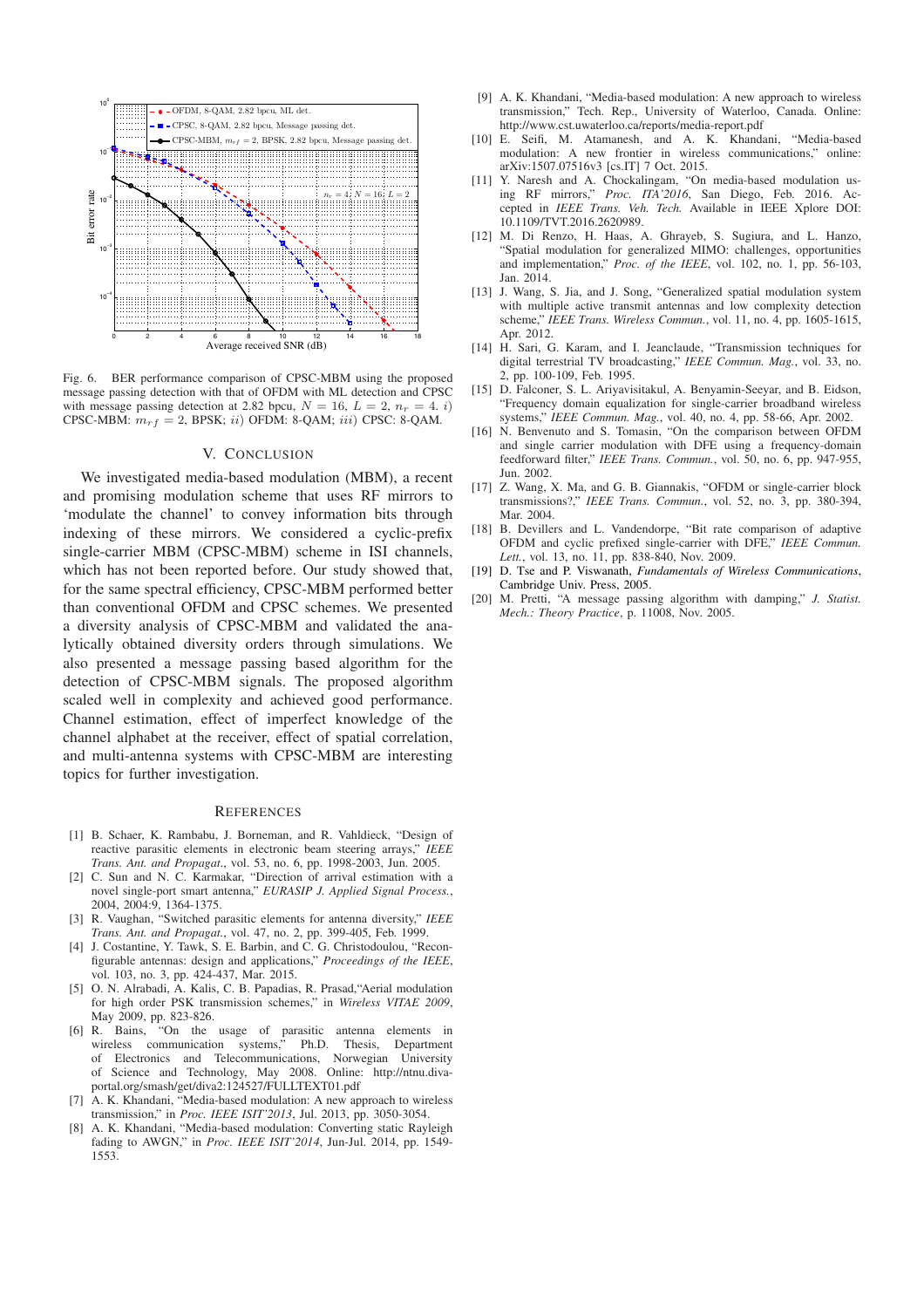$10^0$

OFDM, 8-QAM, 2.82 bpcu, ML det.

CPSC, 8-QAM, 2.82 bpcu, Message passing det.

CPSC-MBM, $m_{rf}$ = 2, BPSK, 2.82 bpcu, Message passing det.

$10^{-1}$

$10^{-2}$

$10^{-3}$

$10^{-4}$

$n_r = 4, N = 16, L = 2$

Bit error rate

0 2 4 6 8 10 12 14 16 18

Average received SNR (dB)

Fig. 6. BER performance comparison of CPSC-MBM using the proposed message passing detection with that of OFDM with ML detection and CPSC with message passing detection at 2.82 bpcu, $N = 16$, $L = 2$, $n_r = 4$. *i)* CPSC-MBM: $m_{rf} = 2$, BPSK; *ii)* OFDM: 8-QAM; *iii)* CPSC: 8-QAM.

## V. Conclusion

We investigated media-based modulation (MBM), a recent and promising modulation scheme that uses RF mirrors to 'modulate the channel' to convey information bits through indexing of these mirrors. We considered a cyclic-prefix single-carrier MBM (CPSC-MBM) scheme in ISI channels, which has not been reported before. Our study showed that, for the same spectral efficiency, CPSC-MBM performed better than conventional OFDM and CPSC schemes. We presented a diversity analysis of CPSC-MBM and validated the analytically obtained diversity orders through simulations. We also presented a message passing based algorithm for the detection of CPSC-MBM signals. The proposed algorithm scaled well in complexity and achieved good performance. Channel estimation, effect of imperfect knowledge of the channel alphabet at the receiver, effect of spatial correlation, and multi-antenna systems with CPSC-MBM are interesting topics for further investigation.

## References

[1] B. Schaer, K. Rambabu, J. Borneman, and R. Vahldieck, "Design of reactive parasitic elements in electronic beam steering arrays," *IEEE Trans. Ant. and Propagat.*, vol. 53, no. 6, pp. 1998-2003, Jun. 2005.

[2] C. Sun and N. C. Karmakar, "Direction of arrival estimation with a novel single-port smart antenna," *EURASIP J. Applied Signal Process.*, 2004, 2004:9, 1364-1375.

[3] R. Vaughan, "Switched parasitic elements for antenna diversity," *IEEE Trans. Ant. and Propagat.*, vol. 47, no. 2, pp. 399-405, Feb. 1999.

[4] J. Costantine, Y. Tawk, S. E. Barbin, and C. G. Christodoulou, "Reconfigurable antennas: design and applications," *Proceedings of the IEEE*, vol. 103, no. 3, pp. 424-437, Mar. 2015.

[5] O. N. Alrabadi, A. Kalis, C. B. Papadias, R. Prasad,"Aerial modulation for high order PSK transmission schemes," in *Wireless VITAE 2009*, May 2009, pp. 823-826.

[6] R. Bains, "On the usage of parasitic antenna elements in wireless communication systems," Ph.D. Thesis, Department of Electronics and Telecommunications, Norwegian University of Science and Technology, May 2008. Online: http://ntnu.diva-portal.org/smash/get/diva2:124527/FULLTEXT01.pdf

[7] A. K. Khandani, "Media-based modulation: A new approach to wireless transmission," in *Proc. IEEE ISIT'2013*, Jul. 2013, pp. 3050-3054.

[8] A. K. Khandani, "Media-based modulation: Converting static Rayleigh fading to AWGN," in *Proc. IEEE ISIT'2014*, Jun-Jul. 2014, pp. 1549-1553.

[9] A. K. Khandani, "Media-based modulation: A new approach to wireless transmission," Tech. Rep., University of Waterloo, Canada. Online: http://www.cst.uwaterloo.ca/reports/media-report.pdf

[10] E. Seifi, M. Atamanesh, and A. K. Khandani, "Media-based modulation: A new frontier in wireless communications," online: arXiv:1507.07516v3 [cs.IT] 7 Oct. 2015.

[11] Y. Naresh and A. Chockalingam, "On media-based modulation using RF mirrors," *Proc. ITA'2016*, San Diego, Feb. 2016. Accepted in *IEEE Trans. Veh. Tech.* Available in IEEE Xplore DOI: 10.1109/TVT.2016.2620989.

[12] M. Di Renzo, H. Haas, A. Ghrayeb, S. Sugiura, and L. Hanzo, "Spatial modulation for generalized MIMO: challenges, opportunities and implementation," *Proc. of the IEEE*, vol. 102, no. 1, pp. 56-103, Jan. 2014.

[13] J. Wang, S. Jia, and J. Song, "Generalized spatial modulation system with multiple active transmit antennas and low complexity detection scheme," *IEEE Trans. Wireless Commun.*, vol. 11, no. 4, pp. 1605-1615, Apr. 2012.

[14] H. Sari, G. Karam, and I. Jeanclaude, "Transmission techniques for digital terrestrial TV broadcasting," *IEEE Commun. Mag.*, vol. 33, no. 2, pp. 100-109, Feb. 1995.

[15] D. Falconer, S. L. Ariyavisitakul, A. Benyamin-Seeyar, and B. Eidson, "Frequency domain equalization for single-carrier broadband wireless systems," *IEEE Commun. Mag.*, vol. 40, no. 4, pp. 58-66, Apr. 2002.

[16] N. Benvenuto and S. Tomasin, "On the comparison between OFDM and single carrier modulation with DFE using a frequency-domain feedforward filter," *IEEE Trans. Commun.*, vol. 50, no. 6, pp. 947-955, Jun. 2002.

[17] Z. Wang, X. Ma, and G. B. Giannakis, "OFDM or single-carrier block transmissions?," *IEEE Trans. Commun.*, vol. 52, no. 3, pp. 380-394, Mar. 2004.

[18] B. Devillers and L. Vandendorpe, "Bit rate comparison of adaptive OFDM and cyclic prefixed single-carrier with DFE," *IEEE Commun. Lett.*, vol. 13, no. 11, pp. 838-840, Nov. 2009.

[19] D. Tse and P. Viswanath, *Fundamentals of Wireless Communications*, Cambridge Univ. Press, 2005.

[20] M. Pretti, "A message passing algorithm with damping," *J. Statist. Mech.: Theory Practice*, p. 11008, Nov. 2005.